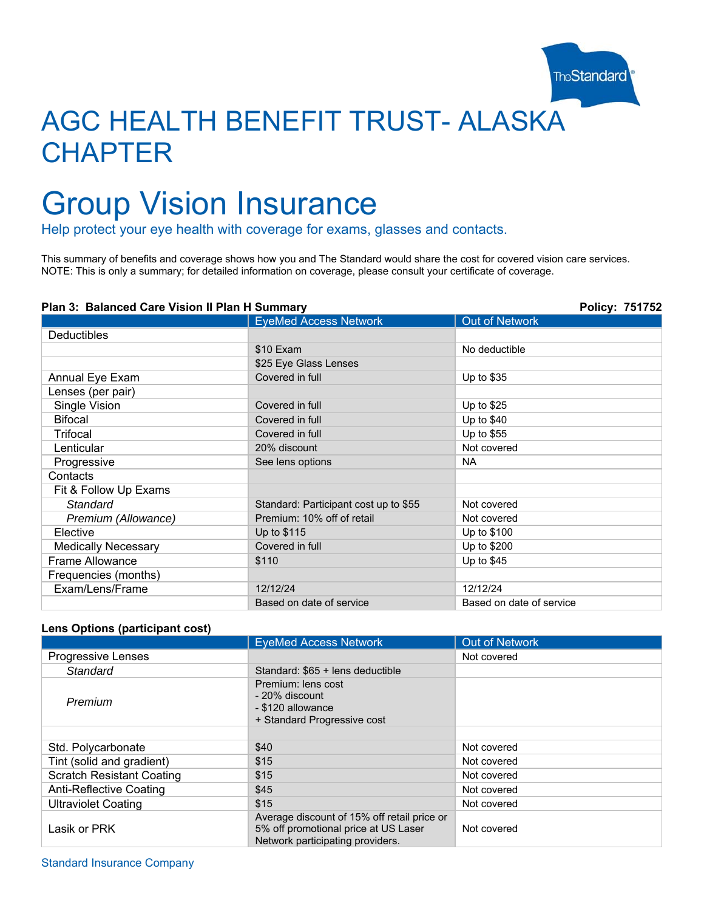# AGC HEALTH BENEFIT TRUST- ALASKA CHAPTER

# Group Vision Insurance

Help protect your eye health with coverage for exams, glasses and contacts.

This summary of benefits and coverage shows how you and The Standard would share the cost for covered vision care services.
NOTE: This is only a summary; for detailed information on coverage, please consult your certificate of coverage.

**Plan 3: Balanced Care Vision II Plan H Summary** **Policy: 751752**

| | EyeMed Access Network | Out of Network |
|---|---|---|
| Deductibles | | |
| | $10 Exam | No deductible |
| | $25 Eye Glass Lenses | |
| Annual Eye Exam | Covered in full | Up to $35 |
| Lenses (per pair) | | |
| Single Vision | Covered in full | Up to $25 |
| Bifocal | Covered in full | Up to $40 |
| Trifocal | Covered in full | Up to $55 |
| Lenticular | 20% discount | Not covered |
| Progressive | See lens options | NA |
| Contacts | | |
| Fit & Follow Up Exams | | |
| *Standard* | Standard: Participant cost up to $55 | Not covered |
| *Premium (Allowance)* | Premium: 10% off of retail | Not covered |
| Elective | Up to $115 | Up to $100 |
| Medically Necessary | Covered in full | Up to $200 |
| Frame Allowance | $110 | Up to $45 |
| Frequencies (months) | | |
| Exam/Lens/Frame | 12/12/24 | 12/12/24 |
| | Based on date of service | Based on date of service |

**Lens Options (participant cost)**

| | EyeMed Access Network | Out of Network |
|---|---|---|
| Progressive Lenses | | Not covered |
| *Standard* | Standard: $65 + lens deductible | |
| *Premium* | Premium: lens cost<br>- 20% discount<br>- $120 allowance<br>+ Standard Progressive cost | |
| | | |
| Std. Polycarbonate | $40 | Not covered |
| Tint (solid and gradient) | $15 | Not covered |
| Scratch Resistant Coating | $15 | Not covered |
| Anti-Reflective Coating | $45 | Not covered |
| Ultraviolet Coating | $15 | Not covered |
| Lasik or PRK | Average discount of 15% off retail price or 5% off promotional price at US Laser Network participating providers. | Not covered |

Standard Insurance Company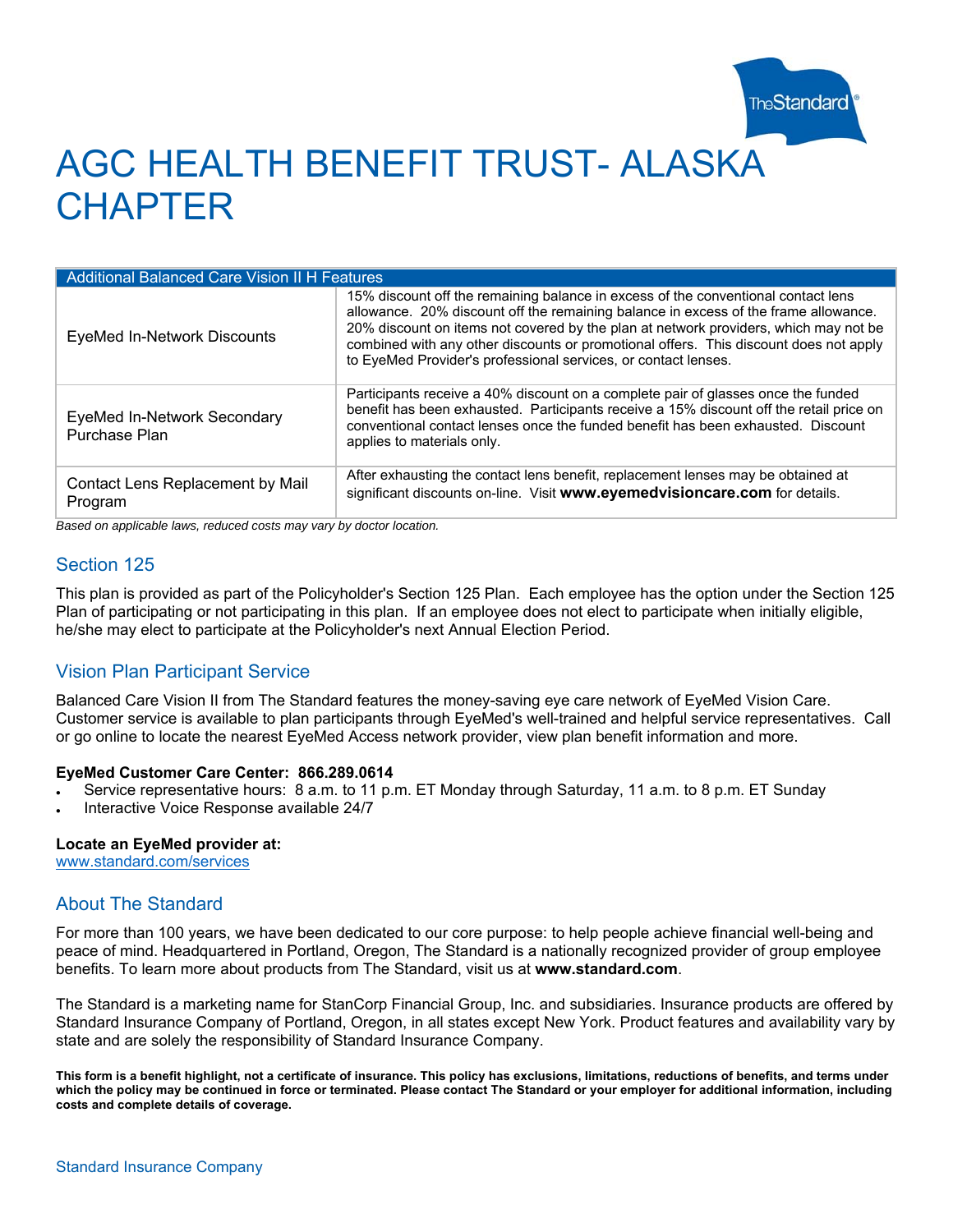# AGC HEALTH BENEFIT TRUST- ALASKA CHAPTER

| Additional Balanced Care Vision II H Features | |
|---|---|
| EyeMed In-Network Discounts | 15% discount off the remaining balance in excess of the conventional contact lens allowance. 20% discount off the remaining balance in excess of the frame allowance. 20% discount on items not covered by the plan at network providers, which may not be combined with any other discounts or promotional offers. This discount does not apply to EyeMed Provider's professional services, or contact lenses. |
| EyeMed In-Network Secondary Purchase Plan | Participants receive a 40% discount on a complete pair of glasses once the funded benefit has been exhausted. Participants receive a 15% discount off the retail price on conventional contact lenses once the funded benefit has been exhausted. Discount applies to materials only. |
| Contact Lens Replacement by Mail Program | After exhausting the contact lens benefit, replacement lenses may be obtained at significant discounts on-line. Visit **www.eyemedvisioncare.com** for details. |

*Based on applicable laws, reduced costs may vary by doctor location.*

## Section 125

This plan is provided as part of the Policyholder's Section 125 Plan. Each employee has the option under the Section 125 Plan of participating or not participating in this plan. If an employee does not elect to participate when initially eligible, he/she may elect to participate at the Policyholder's next Annual Election Period.

## Vision Plan Participant Service

Balanced Care Vision II from The Standard features the money-saving eye care network of EyeMed Vision Care. Customer service is available to plan participants through EyeMed's well-trained and helpful service representatives. Call or go online to locate the nearest EyeMed Access network provider, view plan benefit information and more.

**EyeMed Customer Care Center: 866.289.0614**

- Service representative hours: 8 a.m. to 11 p.m. ET Monday through Saturday, 11 a.m. to 8 p.m. ET Sunday
- Interactive Voice Response available 24/7

**Locate an EyeMed provider at:**
www.standard.com/services

## About The Standard

For more than 100 years, we have been dedicated to our core purpose: to help people achieve financial well-being and peace of mind. Headquartered in Portland, Oregon, The Standard is a nationally recognized provider of group employee benefits. To learn more about products from The Standard, visit us at **www.standard.com**.

The Standard is a marketing name for StanCorp Financial Group, Inc. and subsidiaries. Insurance products are offered by Standard Insurance Company of Portland, Oregon, in all states except New York. Product features and availability vary by state and are solely the responsibility of Standard Insurance Company.

**This form is a benefit highlight, not a certificate of insurance. This policy has exclusions, limitations, reductions of benefits, and terms under which the policy may be continued in force or terminated. Please contact The Standard or your employer for additional information, including costs and complete details of coverage.**

Standard Insurance Company